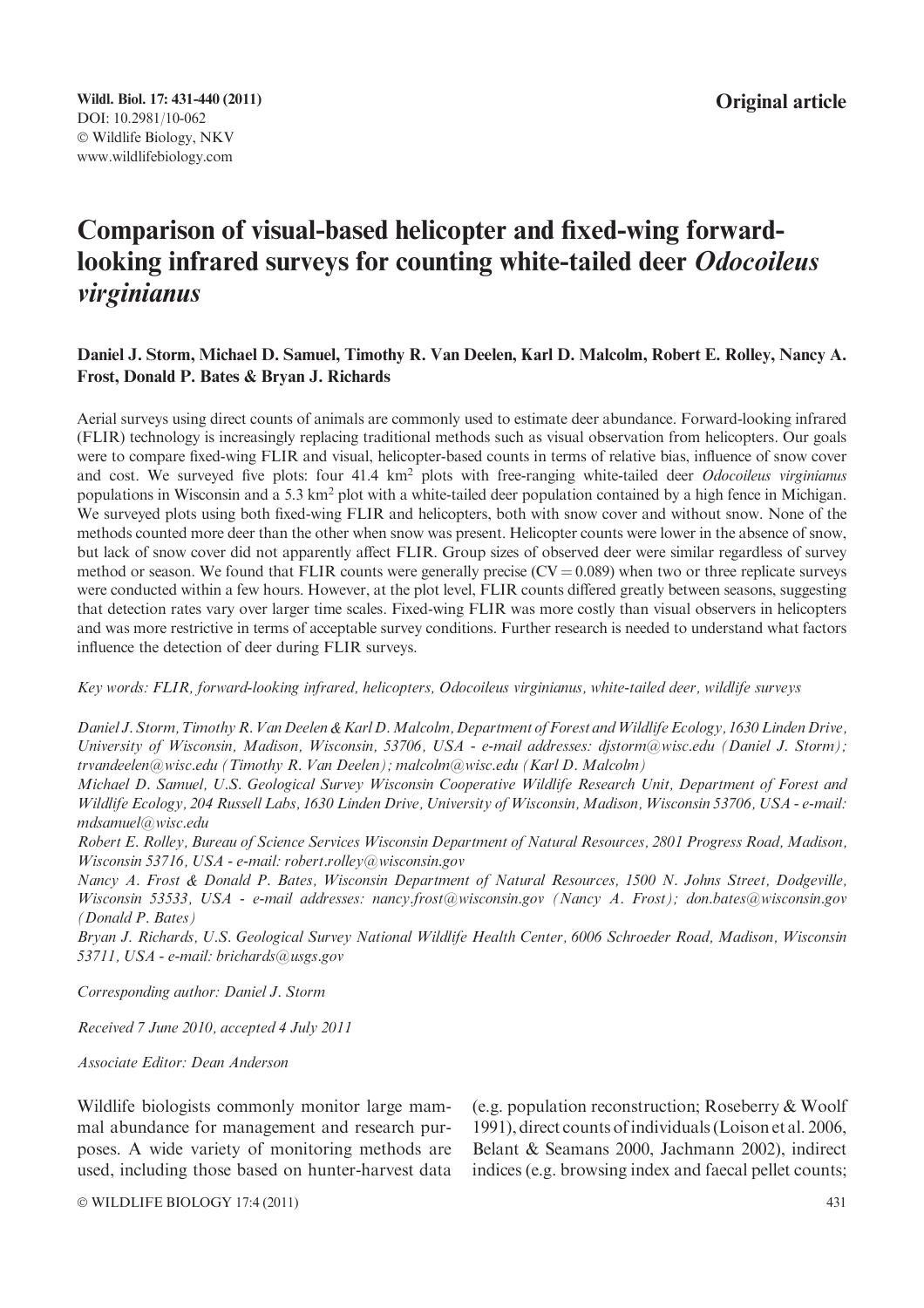Wildl. Biol. 17: 431-440 (2011)
DOI: 10.2981/10-062
© Wildlife Biology, NKV
www.wildlifebiology.com

**Original article**

# Comparison of visual-based helicopter and fixed-wing forward-looking infrared surveys for counting white-tailed deer *Odocoileus virginianus*

**Daniel J. Storm, Michael D. Samuel, Timothy R. Van Deelen, Karl D. Malcolm, Robert E. Rolley, Nancy A. Frost, Donald P. Bates & Bryan J. Richards**

Aerial surveys using direct counts of animals are commonly used to estimate deer abundance. Forward-looking infrared (FLIR) technology is increasingly replacing traditional methods such as visual observation from helicopters. Our goals were to compare fixed-wing FLIR and visual, helicopter-based counts in terms of relative bias, influence of snow cover and cost. We surveyed five plots: four 41.4 km$^2$ plots with free-ranging white-tailed deer *Odocoileus virginianus* populations in Wisconsin and a 5.3 km$^2$ plot with a white-tailed deer population contained by a high fence in Michigan. We surveyed plots using both fixed-wing FLIR and helicopters, both with snow cover and without snow. None of the methods counted more deer than the other when snow was present. Helicopter counts were lower in the absence of snow, but lack of snow cover did not apparently affect FLIR. Group sizes of observed deer were similar regardless of survey method or season. We found that FLIR counts were generally precise (CV = 0.089) when two or three replicate surveys were conducted within a few hours. However, at the plot level, FLIR counts differed greatly between seasons, suggesting that detection rates vary over larger time scales. Fixed-wing FLIR was more costly than visual observers in helicopters and was more restrictive in terms of acceptable survey conditions. Further research is needed to understand what factors influence the detection of deer during FLIR surveys.

*Key words: FLIR, forward-looking infrared, helicopters, Odocoileus virginianus, white-tailed deer, wildlife surveys*

*Daniel J. Storm, Timothy R. Van Deelen & Karl D. Malcolm, Department of Forest and Wildlife Ecology, 1630 Linden Drive, University of Wisconsin, Madison, Wisconsin, 53706, USA - e-mail addresses: djstorm@wisc.edu (Daniel J. Storm); trvandeelen@wisc.edu (Timothy R. Van Deelen); malcolm@wisc.edu (Karl D. Malcolm)*
*Michael D. Samuel, U.S. Geological Survey Wisconsin Cooperative Wildlife Research Unit, Department of Forest and Wildlife Ecology, 204 Russell Labs, 1630 Linden Drive, University of Wisconsin, Madison, Wisconsin 53706, USA - e-mail: mdsamuel@wisc.edu*
*Robert E. Rolley, Bureau of Science Services Wisconsin Department of Natural Resources, 2801 Progress Road, Madison, Wisconsin 53716, USA - e-mail: robert.rolley@wisconsin.gov*
*Nancy A. Frost & Donald P. Bates, Wisconsin Department of Natural Resources, 1500 N. Johns Street, Dodgeville, Wisconsin 53533, USA - e-mail addresses: nancy.frost@wisconsin.gov (Nancy A. Frost); don.bates@wisconsin.gov (Donald P. Bates)*
*Bryan J. Richards, U.S. Geological Survey National Wildlife Health Center, 6006 Schroeder Road, Madison, Wisconsin 53711, USA - e-mail: brichards@usgs.gov*

*Corresponding author: Daniel J. Storm*

*Received 7 June 2010, accepted 4 July 2011*

*Associate Editor: Dean Anderson*

Wildlife biologists commonly monitor large mammal abundance for management and research purposes. A wide variety of monitoring methods are used, including those based on hunter-harvest data (e.g. population reconstruction; Roseberry & Woolf 1991), direct counts of individuals (Loison et al. 2006, Belant & Seamans 2000, Jachmann 2002), indirect indices (e.g. browsing index and faecal pellet counts;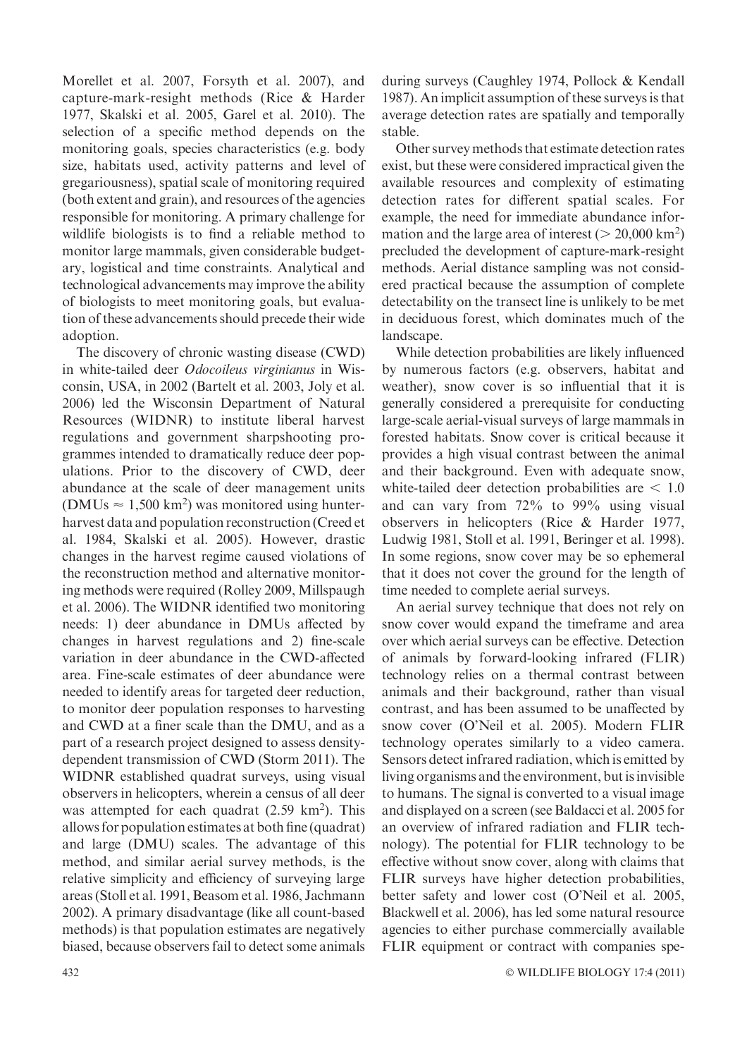Morellet et al. 2007, Forsyth et al. 2007), and capture-mark-resight methods (Rice & Harder 1977, Skalski et al. 2005, Garel et al. 2010). The selection of a specific method depends on the monitoring goals, species characteristics (e.g. body size, habitats used, activity patterns and level of gregariousness), spatial scale of monitoring required (both extent and grain), and resources of the agencies responsible for monitoring. A primary challenge for wildlife biologists is to find a reliable method to monitor large mammals, given considerable budgetary, logistical and time constraints. Analytical and technological advancements may improve the ability of biologists to meet monitoring goals, but evaluation of these advancements should precede their wide adoption.

The discovery of chronic wasting disease (CWD) in white-tailed deer *Odocoileus virginianus* in Wisconsin, USA, in 2002 (Bartelt et al. 2003, Joly et al. 2006) led the Wisconsin Department of Natural Resources (WIDNR) to institute liberal harvest regulations and government sharpshooting programmes intended to dramatically reduce deer populations. Prior to the discovery of CWD, deer abundance at the scale of deer management units (DMUs $\approx$ 1,500 km$^2$) was monitored using hunter-harvest data and population reconstruction (Creed et al. 1984, Skalski et al. 2005). However, drastic changes in the harvest regime caused violations of the reconstruction method and alternative monitoring methods were required (Rolley 2009, Millspaugh et al. 2006). The WIDNR identified two monitoring needs: 1) deer abundance in DMUs affected by changes in harvest regulations and 2) fine-scale variation in deer abundance in the CWD-affected area. Fine-scale estimates of deer abundance were needed to identify areas for targeted deer reduction, to monitor deer population responses to harvesting and CWD at a finer scale than the DMU, and as a part of a research project designed to assess density-dependent transmission of CWD (Storm 2011). The WIDNR established quadrat surveys, using visual observers in helicopters, wherein a census of all deer was attempted for each quadrat (2.59 km$^2$). This allows for population estimates at both fine (quadrat) and large (DMU) scales. The advantage of this method, and similar aerial survey methods, is the relative simplicity and efficiency of surveying large areas (Stoll et al. 1991, Beasom et al. 1986, Jachmann 2002). A primary disadvantage (like all count-based methods) is that population estimates are negatively biased, because observers fail to detect some animals during surveys (Caughley 1974, Pollock & Kendall 1987). An implicit assumption of these surveys is that average detection rates are spatially and temporally stable.

Other survey methods that estimate detection rates exist, but these were considered impractical given the available resources and complexity of estimating detection rates for different spatial scales. For example, the need for immediate abundance information and the large area of interest ($>$ 20,000 km$^2$) precluded the development of capture-mark-resight methods. Aerial distance sampling was not considered practical because the assumption of complete detectability on the transect line is unlikely to be met in deciduous forest, which dominates much of the landscape.

While detection probabilities are likely influenced by numerous factors (e.g. observers, habitat and weather), snow cover is so influential that it is generally considered a prerequisite for conducting large-scale aerial-visual surveys of large mammals in forested habitats. Snow cover is critical because it provides a high visual contrast between the animal and their background. Even with adequate snow, white-tailed deer detection probabilities are $<$ 1.0 and can vary from 72% to 99% using visual observers in helicopters (Rice & Harder 1977, Ludwig 1981, Stoll et al. 1991, Beringer et al. 1998). In some regions, snow cover may be so ephemeral that it does not cover the ground for the length of time needed to complete aerial surveys.

An aerial survey technique that does not rely on snow cover would expand the timeframe and area over which aerial surveys can be effective. Detection of animals by forward-looking infrared (FLIR) technology relies on a thermal contrast between animals and their background, rather than visual contrast, and has been assumed to be unaffected by snow cover (O'Neil et al. 2005). Modern FLIR technology operates similarly to a video camera. Sensors detect infrared radiation, which is emitted by living organisms and the environment, but is invisible to humans. The signal is converted to a visual image and displayed on a screen (see Baldacci et al. 2005 for an overview of infrared radiation and FLIR technology). The potential for FLIR technology to be effective without snow cover, along with claims that FLIR surveys have higher detection probabilities, better safety and lower cost (O'Neil et al. 2005, Blackwell et al. 2006), has led some natural resource agencies to either purchase commercially available FLIR equipment or contract with companies spe-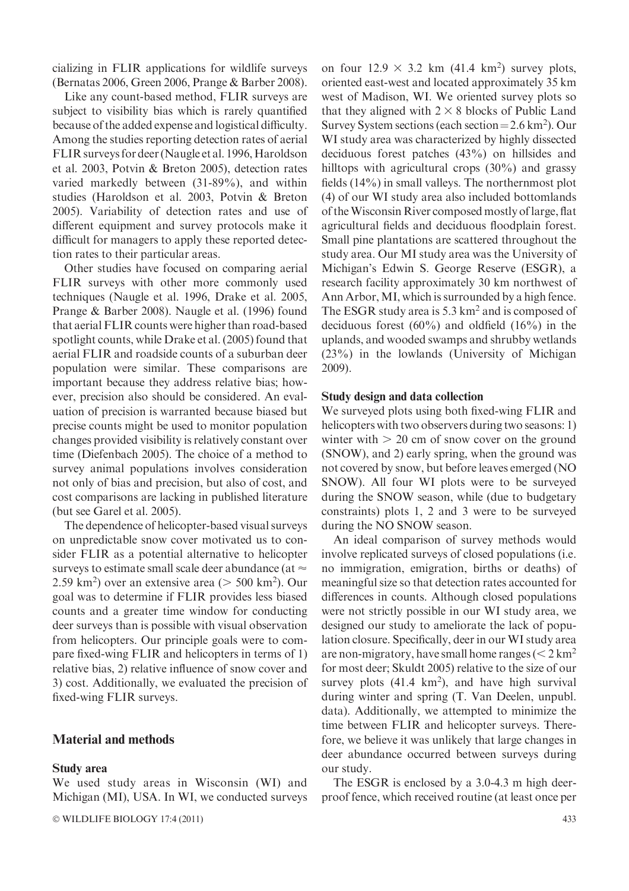cializing in FLIR applications for wildlife surveys (Bernatas 2006, Green 2006, Prange & Barber 2008).

Like any count-based method, FLIR surveys are subject to visibility bias which is rarely quantified because of the added expense and logistical difficulty. Among the studies reporting detection rates of aerial FLIR surveys for deer (Naugle et al. 1996, Haroldson et al. 2003, Potvin & Breton 2005), detection rates varied markedly between (31-89%), and within studies (Haroldson et al. 2003, Potvin & Breton 2005). Variability of detection rates and use of different equipment and survey protocols make it difficult for managers to apply these reported detection rates to their particular areas.

Other studies have focused on comparing aerial FLIR surveys with other more commonly used techniques (Naugle et al. 1996, Drake et al. 2005, Prange & Barber 2008). Naugle et al. (1996) found that aerial FLIR counts were higher than road-based spotlight counts, while Drake et al. (2005) found that aerial FLIR and roadside counts of a suburban deer population were similar. These comparisons are important because they address relative bias; however, precision also should be considered. An evaluation of precision is warranted because biased but precise counts might be used to monitor population changes provided visibility is relatively constant over time (Diefenbach 2005). The choice of a method to survey animal populations involves consideration not only of bias and precision, but also of cost, and cost comparisons are lacking in published literature (but see Garel et al. 2005).

The dependence of helicopter-based visual surveys on unpredictable snow cover motivated us to consider FLIR as a potential alternative to helicopter surveys to estimate small scale deer abundance (at ≈ 2.59 km$^2$) over an extensive area (> 500 km$^2$). Our goal was to determine if FLIR provides less biased counts and a greater time window for conducting deer surveys than is possible with visual observation from helicopters. Our principle goals were to compare fixed-wing FLIR and helicopters in terms of 1) relative bias, 2) relative influence of snow cover and 3) cost. Additionally, we evaluated the precision of fixed-wing FLIR surveys.

## Material and methods

### Study area

We used study areas in Wisconsin (WI) and Michigan (MI), USA. In WI, we conducted surveys on four 12.9 × 3.2 km (41.4 km$^2$) survey plots, oriented east-west and located approximately 35 km west of Madison, WI. We oriented survey plots so that they aligned with 2 × 8 blocks of Public Land Survey System sections (each section = 2.6 km$^2$). Our WI study area was characterized by highly dissected deciduous forest patches (43%) on hillsides and hilltops with agricultural crops (30%) and grassy fields (14%) in small valleys. The northernmost plot (4) of our WI study area also included bottomlands of the Wisconsin River composed mostly of large, flat agricultural fields and deciduous floodplain forest. Small pine plantations are scattered throughout the study area. Our MI study area was the University of Michigan's Edwin S. George Reserve (ESGR), a research facility approximately 30 km northwest of Ann Arbor, MI, which is surrounded by a high fence. The ESGR study area is 5.3 km$^2$ and is composed of deciduous forest (60%) and oldfield (16%) in the uplands, and wooded swamps and shrubby wetlands (23%) in the lowlands (University of Michigan 2009).

### Study design and data collection

We surveyed plots using both fixed-wing FLIR and helicopters with two observers during two seasons: 1) winter with > 20 cm of snow cover on the ground (SNOW), and 2) early spring, when the ground was not covered by snow, but before leaves emerged (NO SNOW). All four WI plots were to be surveyed during the SNOW season, while (due to budgetary constraints) plots 1, 2 and 3 were to be surveyed during the NO SNOW season.

An ideal comparison of survey methods would involve replicated surveys of closed populations (i.e. no immigration, emigration, births or deaths) of meaningful size so that detection rates accounted for differences in counts. Although closed populations were not strictly possible in our WI study area, we designed our study to ameliorate the lack of population closure. Specifically, deer in our WI study area are non-migratory, have small home ranges (< 2 km$^2$ for most deer; Skuldt 2005) relative to the size of our survey plots (41.4 km$^2$), and have high survival during winter and spring (T. Van Deelen, unpubl. data). Additionally, we attempted to minimize the time between FLIR and helicopter surveys. Therefore, we believe it was unlikely that large changes in deer abundance occurred between surveys during our study.

The ESGR is enclosed by a 3.0-4.3 m high deer-proof fence, which received routine (at least once per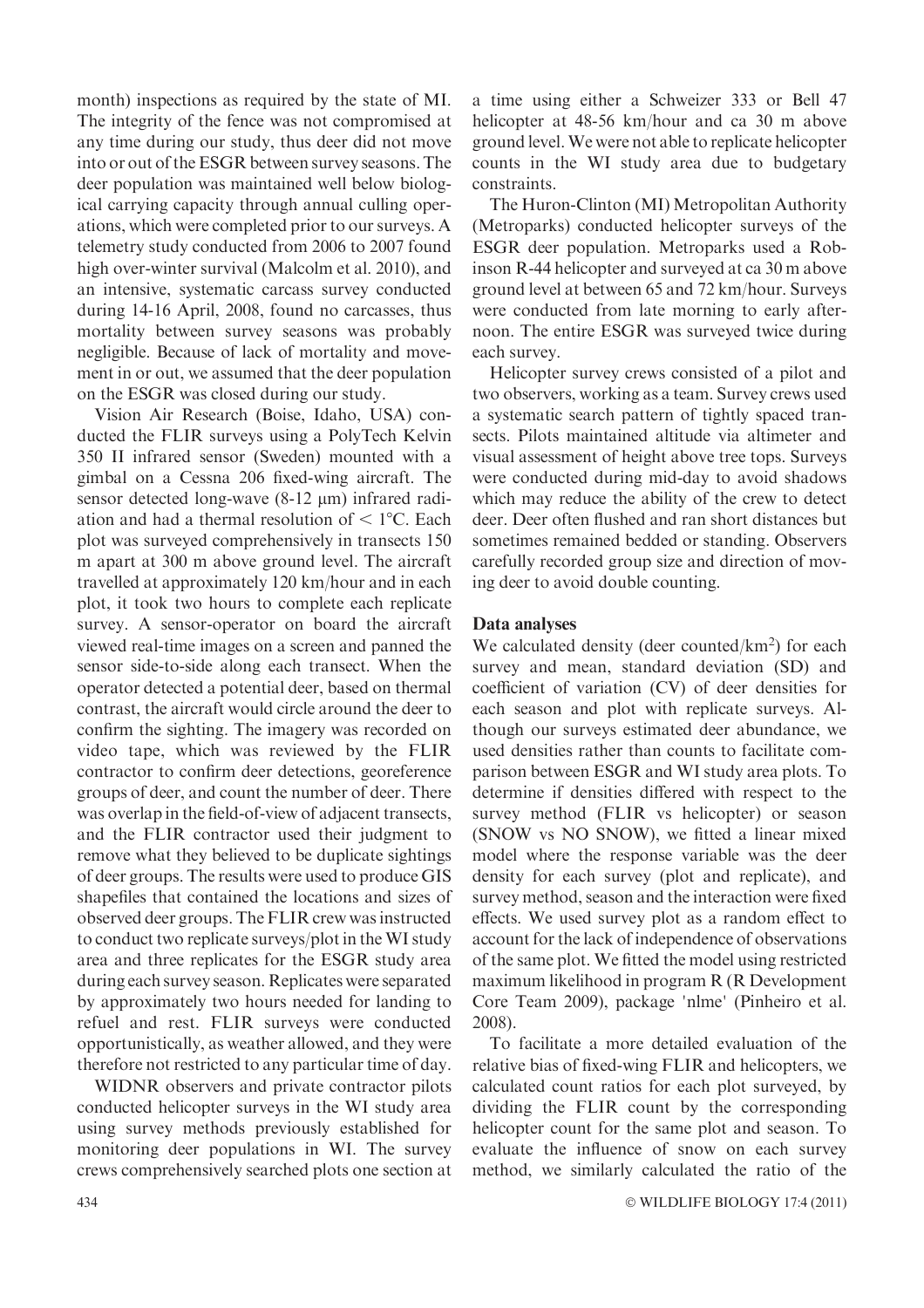month) inspections as required by the state of MI. The integrity of the fence was not compromised at any time during our study, thus deer did not move into or out of the ESGR between survey seasons. The deer population was maintained well below biological carrying capacity through annual culling operations, which were completed prior to our surveys. A telemetry study conducted from 2006 to 2007 found high over-winter survival (Malcolm et al. 2010), and an intensive, systematic carcass survey conducted during 14-16 April, 2008, found no carcasses, thus mortality between survey seasons was probably negligible. Because of lack of mortality and movement in or out, we assumed that the deer population on the ESGR was closed during our study.

Vision Air Research (Boise, Idaho, USA) conducted the FLIR surveys using a PolyTech Kelvin 350 II infrared sensor (Sweden) mounted with a gimbal on a Cessna 206 fixed-wing aircraft. The sensor detected long-wave (8-12 μm) infrared radiation and had a thermal resolution of < 1°C. Each plot was surveyed comprehensively in transects 150 m apart at 300 m above ground level. The aircraft travelled at approximately 120 km/hour and in each plot, it took two hours to complete each replicate survey. A sensor-operator on board the aircraft viewed real-time images on a screen and panned the sensor side-to-side along each transect. When the operator detected a potential deer, based on thermal contrast, the aircraft would circle around the deer to confirm the sighting. The imagery was recorded on video tape, which was reviewed by the FLIR contractor to confirm deer detections, georeference groups of deer, and count the number of deer. There was overlap in the field-of-view of adjacent transects, and the FLIR contractor used their judgment to remove what they believed to be duplicate sightings of deer groups. The results were used to produce GIS shapefiles that contained the locations and sizes of observed deer groups. The FLIR crew was instructed to conduct two replicate surveys/plot in the WI study area and three replicates for the ESGR study area during each survey season. Replicates were separated by approximately two hours needed for landing to refuel and rest. FLIR surveys were conducted opportunistically, as weather allowed, and they were therefore not restricted to any particular time of day.

WIDNR observers and private contractor pilots conducted helicopter surveys in the WI study area using survey methods previously established for monitoring deer populations in WI. The survey crews comprehensively searched plots one section at a time using either a Schweizer 333 or Bell 47 helicopter at 48-56 km/hour and ca 30 m above ground level. We were not able to replicate helicopter counts in the WI study area due to budgetary constraints.

The Huron-Clinton (MI) Metropolitan Authority (Metroparks) conducted helicopter surveys of the ESGR deer population. Metroparks used a Robinson R-44 helicopter and surveyed at ca 30 m above ground level at between 65 and 72 km/hour. Surveys were conducted from late morning to early afternoon. The entire ESGR was surveyed twice during each survey.

Helicopter survey crews consisted of a pilot and two observers, working as a team. Survey crews used a systematic search pattern of tightly spaced transects. Pilots maintained altitude via altimeter and visual assessment of height above tree tops. Surveys were conducted during mid-day to avoid shadows which may reduce the ability of the crew to detect deer. Deer often flushed and ran short distances but sometimes remained bedded or standing. Observers carefully recorded group size and direction of moving deer to avoid double counting.

### Data analyses

We calculated density (deer counted/km$^2$) for each survey and mean, standard deviation (SD) and coefficient of variation (CV) of deer densities for each season and plot with replicate surveys. Although our surveys estimated deer abundance, we used densities rather than counts to facilitate comparison between ESGR and WI study area plots. To determine if densities differed with respect to the survey method (FLIR vs helicopter) or season (SNOW vs NO SNOW), we fitted a linear mixed model where the response variable was the deer density for each survey (plot and replicate), and survey method, season and the interaction were fixed effects. We used survey plot as a random effect to account for the lack of independence of observations of the same plot. We fitted the model using restricted maximum likelihood in program R (R Development Core Team 2009), package 'nlme' (Pinheiro et al. 2008).

To facilitate a more detailed evaluation of the relative bias of fixed-wing FLIR and helicopters, we calculated count ratios for each plot surveyed, by dividing the FLIR count by the corresponding helicopter count for the same plot and season. To evaluate the influence of snow on each survey method, we similarly calculated the ratio of the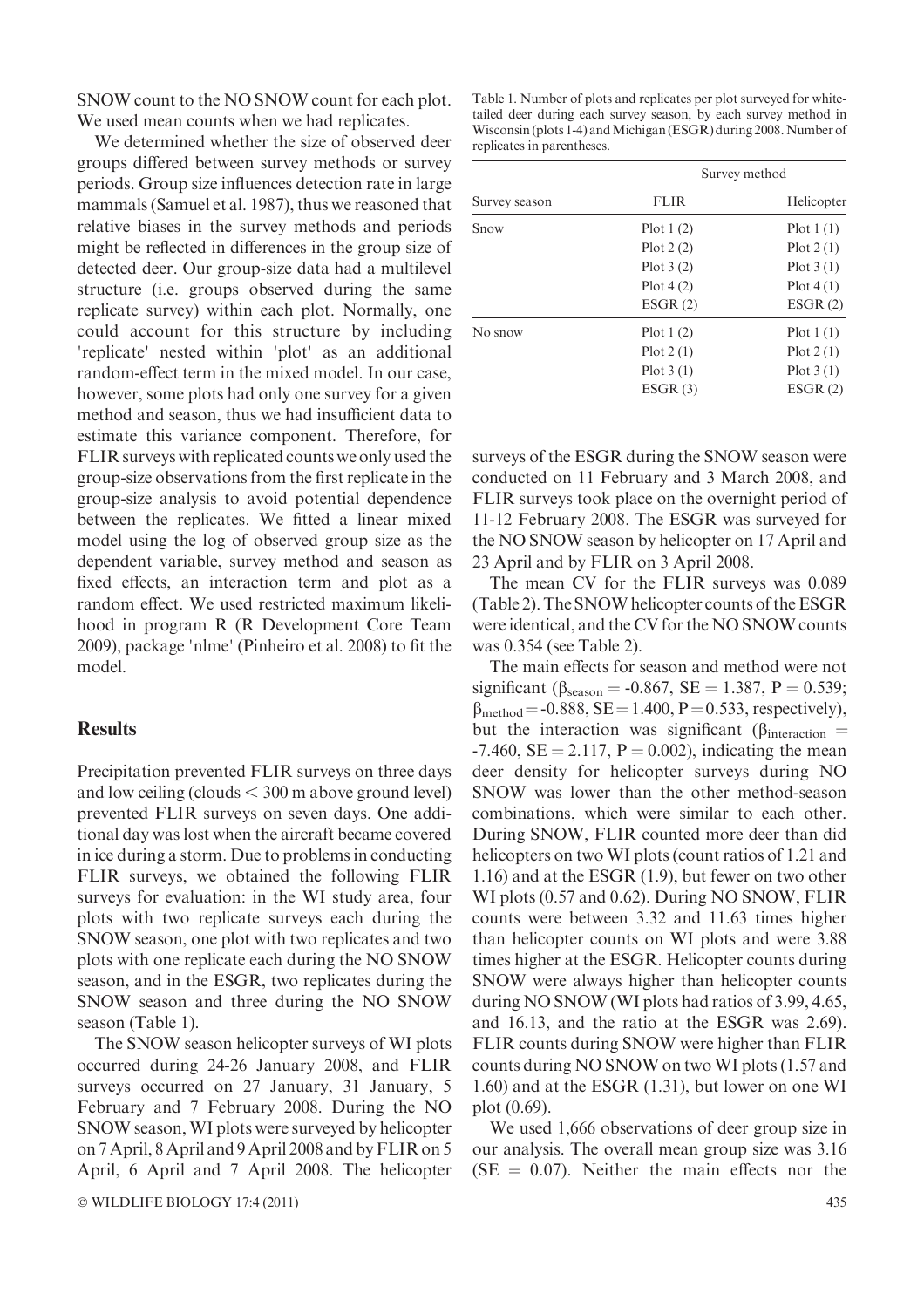SNOW count to the NO SNOW count for each plot. We used mean counts when we had replicates.

We determined whether the size of observed deer groups differed between survey methods or survey periods. Group size influences detection rate in large mammals (Samuel et al. 1987), thus we reasoned that relative biases in the survey methods and periods might be reflected in differences in the group size of detected deer. Our group-size data had a multilevel structure (i.e. groups observed during the same replicate survey) within each plot. Normally, one could account for this structure by including 'replicate' nested within 'plot' as an additional random-effect term in the mixed model. In our case, however, some plots had only one survey for a given method and season, thus we had insufficient data to estimate this variance component. Therefore, for FLIR surveys with replicated counts we only used the group-size observations from the first replicate in the group-size analysis to avoid potential dependence between the replicates. We fitted a linear mixed model using the log of observed group size as the dependent variable, survey method and season as fixed effects, an interaction term and plot as a random effect. We used restricted maximum likelihood in program R (R Development Core Team 2009), package 'nlme' (Pinheiro et al. 2008) to fit the model.

## Results

Precipitation prevented FLIR surveys on three days and low ceiling (clouds < 300 m above ground level) prevented FLIR surveys on seven days. One additional day was lost when the aircraft became covered in ice during a storm. Due to problems in conducting FLIR surveys, we obtained the following FLIR surveys for evaluation: in the WI study area, four plots with two replicate surveys each during the SNOW season, one plot with two replicates and two plots with one replicate each during the NO SNOW season, and in the ESGR, two replicates during the SNOW season and three during the NO SNOW season (Table 1).

The SNOW season helicopter surveys of WI plots occurred during 24-26 January 2008, and FLIR surveys occurred on 27 January, 31 January, 5 February and 7 February 2008. During the NO SNOW season, WI plots were surveyed by helicopter on 7 April, 8 April and 9 April 2008 and by FLIR on 5 April, 6 April and 7 April 2008. The helicopter surveys of the ESGR during the SNOW season were conducted on 11 February and 3 March 2008, and FLIR surveys took place on the overnight period of 11-12 February 2008. The ESGR was surveyed for the NO SNOW season by helicopter on 17 April and 23 April and by FLIR on 3 April 2008.

Table 1. Number of plots and replicates per plot surveyed for white-tailed deer during each survey season, by each survey method in Wisconsin (plots 1-4) and Michigan (ESGR) during 2008. Number of replicates in parentheses.

| | Survey method | |
|---|---|---|
| Survey season | FLIR | Helicopter |
| Snow | Plot 1 (2) | Plot 1 (1) |
| | Plot 2 (2) | Plot 2 (1) |
| | Plot 3 (2) | Plot 3 (1) |
| | Plot 4 (2) | Plot 4 (1) |
| | ESGR (2) | ESGR (2) |
| No snow | Plot 1 (2) | Plot 1 (1) |
| | Plot 2 (1) | Plot 2 (1) |
| | Plot 3 (1) | Plot 3 (1) |
| | ESGR (3) | ESGR (2) |

The mean CV for the FLIR surveys was 0.089 (Table 2). The SNOW helicopter counts of the ESGR were identical, and the CV for the NO SNOW counts was 0.354 (see Table 2).

The main effects for season and method were not significant ($\beta_{season}$ = -0.867, SE = 1.387, P = 0.539; $\beta_{method}$ = -0.888, SE = 1.400, P = 0.533, respectively), but the interaction was significant ($\beta_{interaction}$ = -7.460, SE = 2.117, P = 0.002), indicating the mean deer density for helicopter surveys during NO SNOW was lower than the other method-season combinations, which were similar to each other. During SNOW, FLIR counted more deer than did helicopters on two WI plots (count ratios of 1.21 and 1.16) and at the ESGR (1.9), but fewer on two other WI plots (0.57 and 0.62). During NO SNOW, FLIR counts were between 3.32 and 11.63 times higher than helicopter counts on WI plots and were 3.88 times higher at the ESGR. Helicopter counts during SNOW were always higher than helicopter counts during NO SNOW (WI plots had ratios of 3.99, 4.65, and 16.13, and the ratio at the ESGR was 2.69). FLIR counts during SNOW were higher than FLIR counts during NO SNOW on two WI plots (1.57 and 1.60) and at the ESGR (1.31), but lower on one WI plot (0.69).

We used 1,666 observations of deer group size in our analysis. The overall mean group size was 3.16 (SE = 0.07). Neither the main effects nor the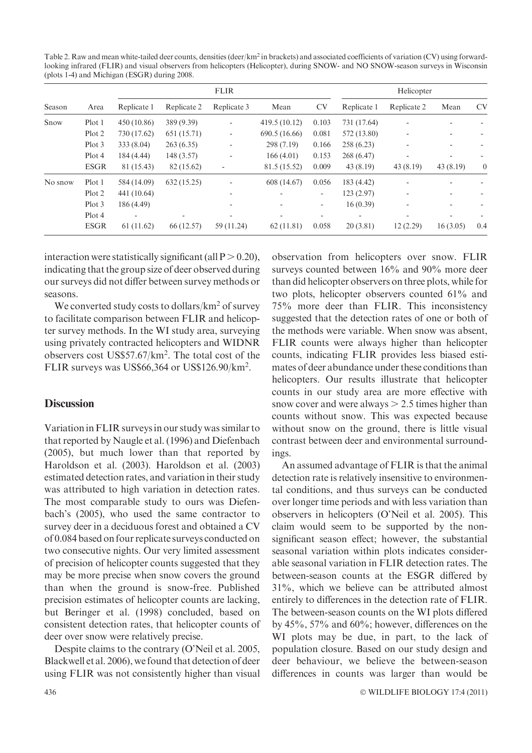Table 2. Raw and mean white-tailed deer counts, densities (deer/km² in brackets) and associated coefficients of variation (CV) using forward-looking infrared (FLIR) and visual observers from helicopters (Helicopter), during SNOW- and NO SNOW-season surveys in Wisconsin (plots 1-4) and Michigan (ESGR) during 2008.

| | | FLIR | | | | | Helicopter | | | |
|---|---|---|---|---|---|---|---|---|---|---|
| Season | Area | Replicate 1 | Replicate 2 | Replicate 3 | Mean | CV | Replicate 1 | Replicate 2 | Mean | CV |
| Snow | Plot 1 | 450 (10.86) | 389 (9.39) | - | 419.5 (10.12) | 0.103 | 731 (17.64) | - | - | - |
| | Plot 2 | 730 (17.62) | 651 (15.71) | - | 690.5 (16.66) | 0.081 | 572 (13.80) | - | - | - |
| | Plot 3 | 333 (8.04) | 263 (6.35) | - | 298 (7.19) | 0.166 | 258 (6.23) | - | - | - |
| | Plot 4 | 184 (4.44) | 148 (3.57) | - | 166 (4.01) | 0.153 | 268 (6.47) | - | - | - |
| | ESGR | 81 (15.43) | 82 (15.62) | - | 81.5 (15.52) | 0.009 | 43 (8.19) | 43 (8.19) | 43 (8.19) | 0 |
| No snow | Plot 1 | 584 (14.09) | 632 (15.25) | - | 608 (14.67) | 0.056 | 183 (4.42) | - | - | - |
| | Plot 2 | 441 (10.64) | | - | - | - | 123 (2.97) | - | - | - |
| | Plot 3 | 186 (4.49) | | - | - | - | 16 (0.39) | - | - | - |
| | Plot 4 | - | - | - | - | - | - | - | - | - |
| | ESGR | 61 (11.62) | 66 (12.57) | 59 (11.24) | 62 (11.81) | 0.058 | 20 (3.81) | 12 (2.29) | 16 (3.05) | 0.4 |

interaction were statistically significant (all $P > 0.20$), indicating that the group size of deer observed during our surveys did not differ between survey methods or seasons.

We converted study costs to dollars/km² of survey to facilitate comparison between FLIR and helicopter survey methods. In the WI study area, surveying using privately contracted helicopters and WIDNR observers cost US$57.67/km². The total cost of the FLIR surveys was US$66,364 or US$126.90/km².

## Discussion

Variation in FLIR surveys in our study was similar to that reported by Naugle et al. (1996) and Diefenbach (2005), but much lower than that reported by Haroldson et al. (2003). Haroldson et al. (2003) estimated detection rates, and variation in their study was attributed to high variation in detection rates. The most comparable study to ours was Diefenbach's (2005), who used the same contractor to survey deer in a deciduous forest and obtained a CV of 0.084 based on four replicate surveys conducted on two consecutive nights. Our very limited assessment of precision of helicopter counts suggested that they may be more precise when snow covers the ground than when the ground is snow-free. Published precision estimates of helicopter counts are lacking, but Beringer et al. (1998) concluded, based on consistent detection rates, that helicopter counts of deer over snow were relatively precise.

Despite claims to the contrary (O'Neil et al. 2005, Blackwell et al. 2006), we found that detection of deer using FLIR was not consistently higher than visual observation from helicopters over snow. FLIR surveys counted between 16% and 90% more deer than did helicopter observers on three plots, while for two plots, helicopter observers counted 61% and 75% more deer than FLIR. This inconsistency suggested that the detection rates of one or both of the methods were variable. When snow was absent, FLIR counts were always higher than helicopter counts, indicating FLIR provides less biased estimates of deer abundance under these conditions than helicopters. Our results illustrate that helicopter counts in our study area are more effective with snow cover and were always > 2.5 times higher than counts without snow. This was expected because without snow on the ground, there is little visual contrast between deer and environmental surroundings.

An assumed advantage of FLIR is that the animal detection rate is relatively insensitive to environmental conditions, and thus surveys can be conducted over longer time periods and with less variation than observers in helicopters (O'Neil et al. 2005). This claim would seem to be supported by the non-significant season effect; however, the substantial seasonal variation within plots indicates considerable seasonal variation in FLIR detection rates. The between-season counts at the ESGR differed by 31%, which we believe can be attributed almost entirely to differences in the detection rate of FLIR. The between-season counts on the WI plots differed by 45%, 57% and 60%; however, differences on the WI plots may be due, in part, to the lack of population closure. Based on our study design and deer behaviour, we believe the between-season differences in counts was larger than would be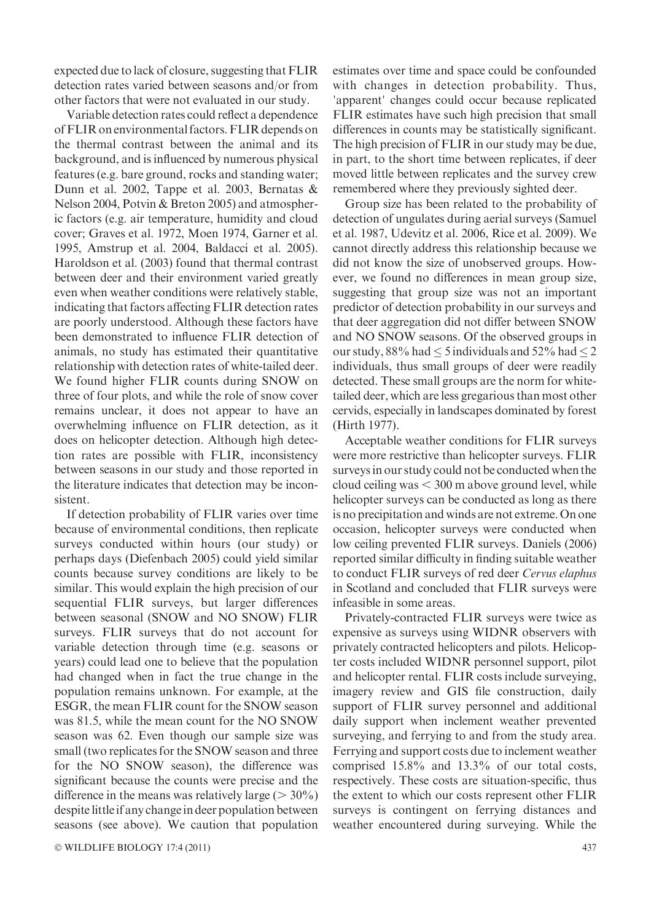expected due to lack of closure, suggesting that FLIR detection rates varied between seasons and/or from other factors that were not evaluated in our study.

Variable detection rates could reflect a dependence of FLIR on environmental factors. FLIR depends on the thermal contrast between the animal and its background, and is influenced by numerous physical features (e.g. bare ground, rocks and standing water; Dunn et al. 2002, Tappe et al. 2003, Bernatas & Nelson 2004, Potvin & Breton 2005) and atmospheric factors (e.g. air temperature, humidity and cloud cover; Graves et al. 1972, Moen 1974, Garner et al. 1995, Amstrup et al. 2004, Baldacci et al. 2005). Haroldson et al. (2003) found that thermal contrast between deer and their environment varied greatly even when weather conditions were relatively stable, indicating that factors affecting FLIR detection rates are poorly understood. Although these factors have been demonstrated to influence FLIR detection of animals, no study has estimated their quantitative relationship with detection rates of white-tailed deer. We found higher FLIR counts during SNOW on three of four plots, and while the role of snow cover remains unclear, it does not appear to have an overwhelming influence on FLIR detection, as it does on helicopter detection. Although high detection rates are possible with FLIR, inconsistency between seasons in our study and those reported in the literature indicates that detection may be inconsistent.

If detection probability of FLIR varies over time because of environmental conditions, then replicate surveys conducted within hours (our study) or perhaps days (Diefenbach 2005) could yield similar counts because survey conditions are likely to be similar. This would explain the high precision of our sequential FLIR surveys, but larger differences between seasonal (SNOW and NO SNOW) FLIR surveys. FLIR surveys that do not account for variable detection through time (e.g. seasons or years) could lead one to believe that the population had changed when in fact the true change in the population remains unknown. For example, at the ESGR, the mean FLIR count for the SNOW season was 81.5, while the mean count for the NO SNOW season was 62. Even though our sample size was small (two replicates for the SNOW season and three for the NO SNOW season), the difference was significant because the counts were precise and the difference in the means was relatively large ($> 30\%$) despite little if any change in deer population between seasons (see above). We caution that population estimates over time and space could be confounded with changes in detection probability. Thus, 'apparent' changes could occur because replicated FLIR estimates have such high precision that small differences in counts may be statistically significant. The high precision of FLIR in our study may be due, in part, to the short time between replicates, if deer moved little between replicates and the survey crew remembered where they previously sighted deer.

Group size has been related to the probability of detection of ungulates during aerial surveys (Samuel et al. 1987, Udevitz et al. 2006, Rice et al. 2009). We cannot directly address this relationship because we did not know the size of unobserved groups. However, we found no differences in mean group size, suggesting that group size was not an important predictor of detection probability in our surveys and that deer aggregation did not differ between SNOW and NO SNOW seasons. Of the observed groups in our study, 88% had $\leq 5$ individuals and 52% had $\leq 2$ individuals, thus small groups of deer were readily detected. These small groups are the norm for white-tailed deer, which are less gregarious than most other cervids, especially in landscapes dominated by forest (Hirth 1977).

Acceptable weather conditions for FLIR surveys were more restrictive than helicopter surveys. FLIR surveys in our study could not be conducted when the cloud ceiling was $< 300$ m above ground level, while helicopter surveys can be conducted as long as there is no precipitation and winds are not extreme. On one occasion, helicopter surveys were conducted when low ceiling prevented FLIR surveys. Daniels (2006) reported similar difficulty in finding suitable weather to conduct FLIR surveys of red deer *Cervus elaphus* in Scotland and concluded that FLIR surveys were infeasible in some areas.

Privately-contracted FLIR surveys were twice as expensive as surveys using WIDNR observers with privately contracted helicopters and pilots. Helicopter costs included WIDNR personnel support, pilot and helicopter rental. FLIR costs include surveying, imagery review and GIS file construction, daily support of FLIR survey personnel and additional daily support when inclement weather prevented surveying, and ferrying to and from the study area. Ferrying and support costs due to inclement weather comprised 15.8% and 13.3% of our total costs, respectively. These costs are situation-specific, thus the extent to which our costs represent other FLIR surveys is contingent on ferrying distances and weather encountered during surveying. While the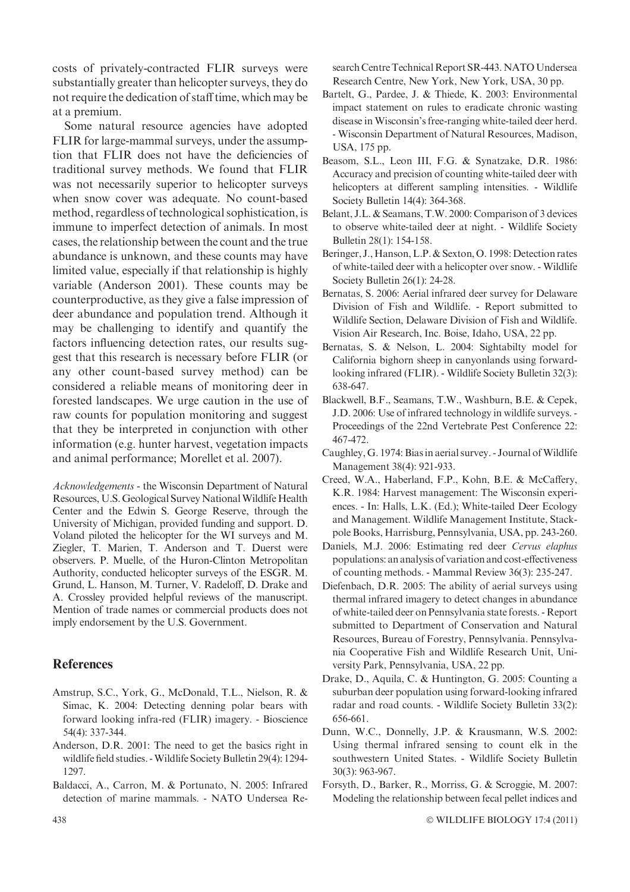costs of privately-contracted FLIR surveys were substantially greater than helicopter surveys, they do not require the dedication of staff time, which may be at a premium.

Some natural resource agencies have adopted FLIR for large-mammal surveys, under the assumption that FLIR does not have the deficiencies of traditional survey methods. We found that FLIR was not necessarily superior to helicopter surveys when snow cover was adequate. No count-based method, regardless of technological sophistication, is immune to imperfect detection of animals. In most cases, the relationship between the count and the true abundance is unknown, and these counts may have limited value, especially if that relationship is highly variable (Anderson 2001). These counts may be counterproductive, as they give a false impression of deer abundance and population trend. Although it may be challenging to identify and quantify the factors influencing detection rates, our results suggest that this research is necessary before FLIR (or any other count-based survey method) can be considered a reliable means of monitoring deer in forested landscapes. We urge caution in the use of raw counts for population monitoring and suggest that they be interpreted in conjunction with other information (e.g. hunter harvest, vegetation impacts and animal performance; Morellet et al. 2007).

*Acknowledgements* - the Wisconsin Department of Natural Resources, U.S. Geological Survey National Wildlife Health Center and the Edwin S. George Reserve, through the University of Michigan, provided funding and support. D. Voland piloted the helicopter for the WI surveys and M. Ziegler, T. Marien, T. Anderson and T. Duerst were observers. P. Muelle, of the Huron-Clinton Metropolitan Authority, conducted helicopter surveys of the ESGR. M. Grund, L. Hanson, M. Turner, V. Radeloff, D. Drake and A. Crossley provided helpful reviews of the manuscript. Mention of trade names or commercial products does not imply endorsement by the U.S. Government.

## References

Amstrup, S.C., York, G., McDonald, T.L., Nielson, R. & Simac, K. 2004: Detecting denning polar bears with forward looking infra-red (FLIR) imagery. - Bioscience 54(4): 337-344.

Anderson, D.R. 2001: The need to get the basics right in wildlife field studies. - Wildlife Society Bulletin 29(4): 1294-1297.

Baldacci, A., Carron, M. & Portunato, N. 2005: Infrared detection of marine mammals. - NATO Undersea Research Centre Technical Report SR-443. NATO Undersea Research Centre, New York, New York, USA, 30 pp.

Bartelt, G., Pardee, J. & Thiede, K. 2003: Environmental impact statement on rules to eradicate chronic wasting disease in Wisconsin's free-ranging white-tailed deer herd. - Wisconsin Department of Natural Resources, Madison, USA, 175 pp.

Beasom, S.L., Leon III, F.G. & Synatzake, D.R. 1986: Accuracy and precision of counting white-tailed deer with helicopters at different sampling intensities. - Wildlife Society Bulletin 14(4): 364-368.

Belant, J.L. & Seamans, T.W. 2000: Comparison of 3 devices to observe white-tailed deer at night. - Wildlife Society Bulletin 28(1): 154-158.

Beringer, J., Hanson, L.P. & Sexton, O. 1998: Detection rates of white-tailed deer with a helicopter over snow. - Wildlife Society Bulletin 26(1): 24-28.

Bernatas, S. 2006: Aerial infrared deer survey for Delaware Division of Fish and Wildlife. - Report submitted to Wildlife Section, Delaware Division of Fish and Wildlife. Vision Air Research, Inc. Boise, Idaho, USA, 22 pp.

Bernatas, S. & Nelson, L. 2004: Sightabilty model for California bighorn sheep in canyonlands using forward-looking infrared (FLIR). - Wildlife Society Bulletin 32(3): 638-647.

Blackwell, B.F., Seamans, T.W., Washburn, B.E. & Cepek, J.D. 2006: Use of infrared technology in wildlife surveys. - Proceedings of the 22nd Vertebrate Pest Conference 22: 467-472.

Caughley, G. 1974: Bias in aerial survey. - Journal of Wildlife Management 38(4): 921-933.

Creed, W.A., Haberland, F.P., Kohn, B.E. & McCaffery, K.R. 1984: Harvest management: The Wisconsin experiences. - In: Halls, L.K. (Ed.); White-tailed Deer Ecology and Management. Wildlife Management Institute, Stackpole Books, Harrisburg, Pennsylvania, USA, pp. 243-260.

Daniels, M.J. 2006: Estimating red deer *Cervus elaphus* populations: an analysis of variation and cost-effectiveness of counting methods. - Mammal Review 36(3): 235-247.

Diefenbach, D.R. 2005: The ability of aerial surveys using thermal infrared imagery to detect changes in abundance of white-tailed deer on Pennsylvania state forests. - Report submitted to Department of Conservation and Natural Resources, Bureau of Forestry, Pennsylvania. Pennsylvania Cooperative Fish and Wildlife Research Unit, University Park, Pennsylvania, USA, 22 pp.

Drake, D., Aquila, C. & Huntington, G. 2005: Counting a suburban deer population using forward-looking infrared radar and road counts. - Wildlife Society Bulletin 33(2): 656-661.

Dunn, W.C., Donnelly, J.P. & Krausmann, W.S. 2002: Using thermal infrared sensing to count elk in the southwestern United States. - Wildlife Society Bulletin 30(3): 963-967.

Forsyth, D., Barker, R., Morriss, G. & Scroggie, M. 2007: Modeling the relationship between fecal pellet indices and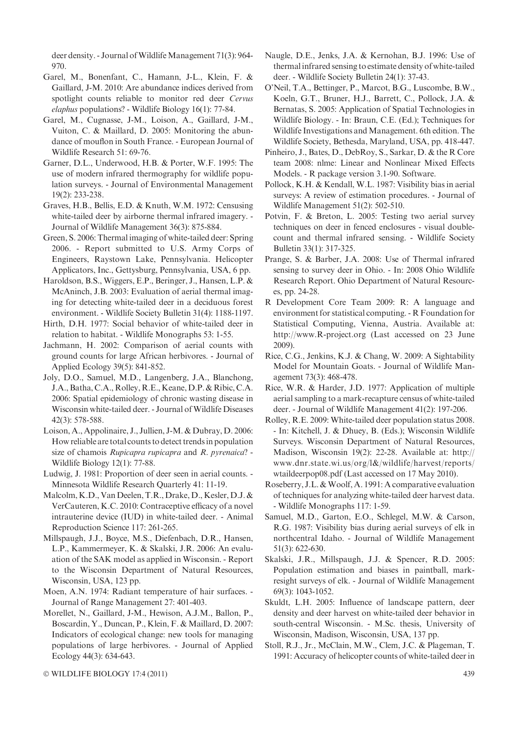deer density. - Journal of Wildlife Management 71(3): 964-970.

Garel, M., Bonenfant, C., Hamann, J-L., Klein, F. & Gaillard, J-M. 2010: Are abundance indices derived from spotlight counts reliable to monitor red deer *Cervus elaphus* populations? - Wildlife Biology 16(1): 77-84.

Garel, M., Cugnasse, J-M., Loison, A., Gaillard, J-M., Vuiton, C. & Maillard, D. 2005: Monitoring the abundance of mouflon in South France. - European Journal of Wildlife Research 51: 69-76.

Garner, D.L., Underwood, H.B. & Porter, W.F. 1995: The use of modern infrared thermography for wildlife population surveys. - Journal of Environmental Management 19(2): 233-238.

Graves, H.B., Bellis, E.D. & Knuth, W.M. 1972: Censusing white-tailed deer by airborne thermal infrared imagery. - Journal of Wildlife Management 36(3): 875-884.

Green, S. 2006: Thermal imaging of white-tailed deer: Spring 2006. - Report submitted to U.S. Army Corps of Engineers, Raystown Lake, Pennsylvania. Helicopter Applicators, Inc., Gettysburg, Pennsylvania, USA, 6 pp.

Haroldson, B.S., Wiggers, E.P., Beringer, J., Hansen, L.P. & McAninch, J.B. 2003: Evaluation of aerial thermal imaging for detecting white-tailed deer in a deciduous forest environment. - Wildlife Society Bulletin 31(4): 1188-1197.

Hirth, D.H. 1977: Social behavior of white-tailed deer in relation to habitat. - Wildlife Monographs 53: 1-55.

Jachmann, H. 2002: Comparison of aerial counts with ground counts for large African herbivores. - Journal of Applied Ecology 39(5): 841-852.

Joly, D.O., Samuel, M.D., Langenberg, J.A., Blanchong, J.A., Batha, C.A., Rolley, R.E., Keane, D.P. & Ribic, C.A. 2006: Spatial epidemiology of chronic wasting disease in Wisconsin white-tailed deer. - Journal of Wildlife Diseases 42(3): 578-588.

Loison, A., Appolinaire, J., Jullien, J-M. & Dubray, D. 2006: How reliable are total counts to detect trends in population size of chamois *Rupicapra rupicapra* and *R. pyrenaica*? - Wildlife Biology 12(1): 77-88.

Ludwig, J. 1981: Proportion of deer seen in aerial counts. - Minnesota Wildlife Research Quarterly 41: 11-19.

Malcolm, K.D., Van Deelen, T.R., Drake, D., Kesler, D.J. & VerCauteren, K.C. 2010: Contraceptive efficacy of a novel intrauterine device (IUD) in white-tailed deer. - Animal Reproduction Science 117: 261-265.

Millspaugh, J.J., Boyce, M.S., Diefenbach, D.R., Hansen, L.P., Kammermeyer, K. & Skalski, J.R. 2006: An evaluation of the SAK model as applied in Wisconsin. - Report to the Wisconsin Department of Natural Resources, Wisconsin, USA, 123 pp.

Moen, A.N. 1974: Radiant temperature of hair surfaces. - Journal of Range Management 27: 401-403.

Morellet, N., Gaillard, J-M., Hewison, A.J.M., Ballon, P., Boscardin, Y., Duncan, P., Klein, F. & Maillard, D. 2007: Indicators of ecological change: new tools for managing populations of large herbivores. - Journal of Applied Ecology 44(3): 634-643.

Naugle, D.E., Jenks, J.A. & Kernohan, B.J. 1996: Use of thermal infrared sensing to estimate density of white-tailed deer. - Wildlife Society Bulletin 24(1): 37-43.

O'Neil, T.A., Bettinger, P., Marcot, B.G., Luscombe, B.W., Koeln, G.T., Bruner, H.J., Barrett, C., Pollock, J.A. & Bernatas, S. 2005: Application of Spatial Technologies in Wildlife Biology. - In: Braun, C.E. (Ed.); Techniques for Wildlife Investigations and Management. 6th edition. The Wildlife Society, Bethesda, Maryland, USA, pp. 418-447.

Pinheiro, J., Bates, D., DebRoy, S., Sarkar, D. & the R Core team 2008: nlme: Linear and Nonlinear Mixed Effects Models. - R package version 3.1-90. Software.

Pollock, K.H. & Kendall, W.L. 1987: Visibility bias in aerial surveys: A review of estimation procedures. - Journal of Wildlife Management 51(2): 502-510.

Potvin, F. & Breton, L. 2005: Testing two aerial survey techniques on deer in fenced enclosures - visual double-count and thermal infrared sensing. - Wildlife Society Bulletin 33(1): 317-325.

Prange, S. & Barber, J.A. 2008: Use of Thermal infrared sensing to survey deer in Ohio. - In: 2008 Ohio Wildlife Research Report. Ohio Department of Natural Resources, pp. 24-28.

R Development Core Team 2009: R: A language and environment for statistical computing. - R Foundation for Statistical Computing, Vienna, Austria. Available at: http://www.R-project.org (Last accessed on 23 June 2009).

Rice, C.G., Jenkins, K.J. & Chang, W. 2009: A Sightability Model for Mountain Goats. - Journal of Wildlife Management 73(3): 468-478.

Rice, W.R. & Harder, J.D. 1977: Application of multiple aerial sampling to a mark-recapture census of white-tailed deer. - Journal of Wildlife Management 41(2): 197-206.

Rolley, R.E. 2009: White-tailed deer population status 2008. - In: Kitchell, J. & Dhuey, B. (Eds.); Wisconsin Wildlife Surveys. Wisconsin Department of Natural Resources, Madison, Wisconsin 19(2): 22-28. Available at: http://www.dnr.state.wi.us/org/l&/wildlife/harvest/reports/wtaildeerpop08.pdf (Last accessed on 17 May 2010).

Roseberry, J.L. & Woolf, A. 1991: A comparative evaluation of techniques for analyzing white-tailed deer harvest data. - Wildlife Monographs 117: 1-59.

Samuel, M.D., Garton, E.O., Schlegel, M.W. & Carson, R.G. 1987: Visibility bias during aerial surveys of elk in northcentral Idaho. - Journal of Wildlife Management 51(3): 622-630.

Skalski, J.R., Millspaugh, J.J. & Spencer, R.D. 2005: Population estimation and biases in paintball, mark-resight surveys of elk. - Journal of Wildlife Management 69(3): 1043-1052.

Skuldt, L.H. 2005: Influence of landscape pattern, deer density and deer harvest on white-tailed deer behavior in south-central Wisconsin. - M.Sc. thesis, University of Wisconsin, Madison, Wisconsin, USA, 137 pp.

Stoll, R.J., Jr., McClain, M.W., Clem, J.C. & Plageman, T. 1991: Accuracy of helicopter counts of white-tailed deer in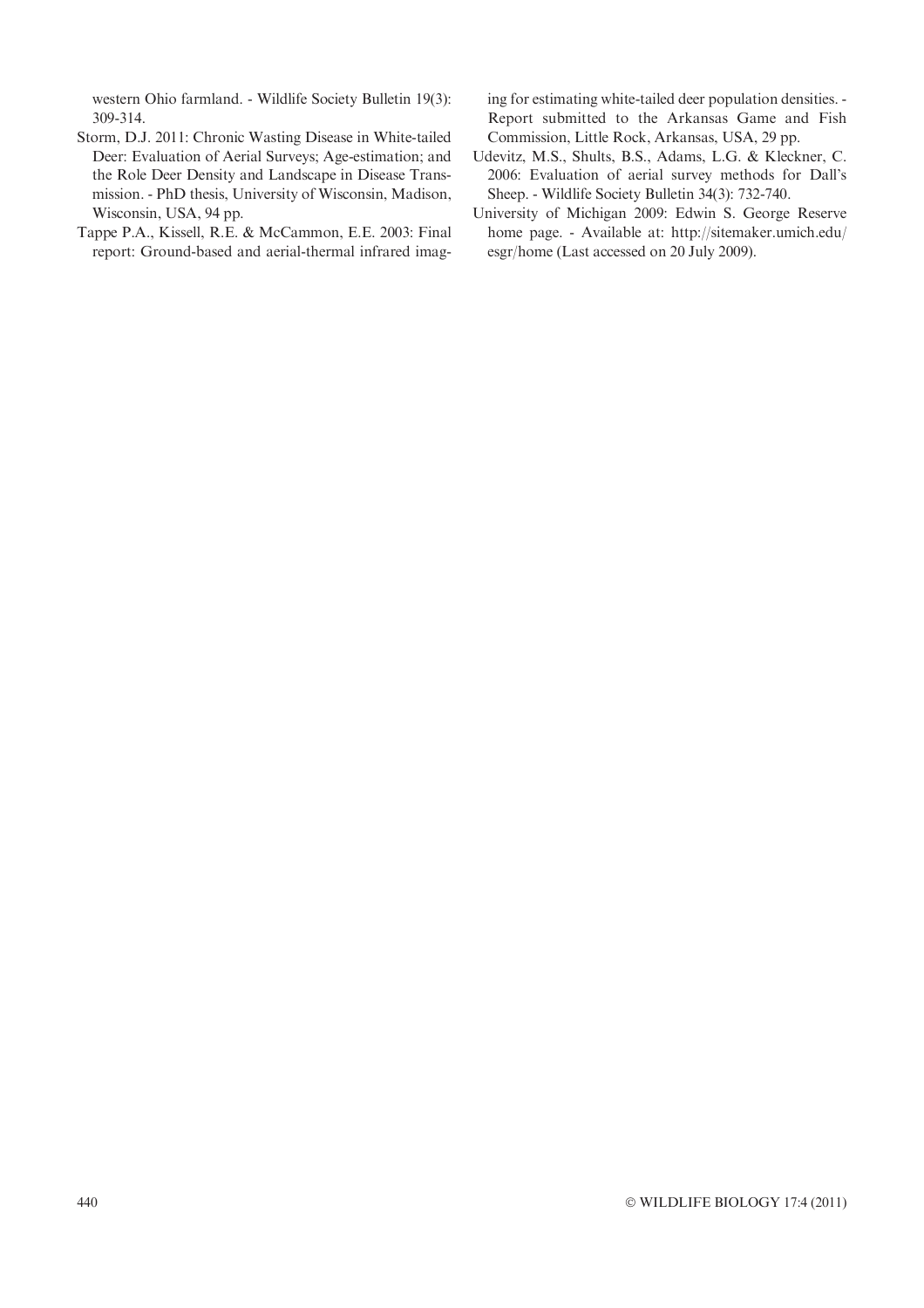western Ohio farmland. - Wildlife Society Bulletin 19(3): 309-314.

Storm, D.J. 2011: Chronic Wasting Disease in White-tailed Deer: Evaluation of Aerial Surveys; Age-estimation; and the Role Deer Density and Landscape in Disease Transmission. - PhD thesis, University of Wisconsin, Madison, Wisconsin, USA, 94 pp.

Tappe P.A., Kissell, R.E. & McCammon, E.E. 2003: Final report: Ground-based and aerial-thermal infrared imaging for estimating white-tailed deer population densities. - Report submitted to the Arkansas Game and Fish Commission, Little Rock, Arkansas, USA, 29 pp.

Udevitz, M.S., Shults, B.S., Adams, L.G. & Kleckner, C. 2006: Evaluation of aerial survey methods for Dall's Sheep. - Wildlife Society Bulletin 34(3): 732-740.

University of Michigan 2009: Edwin S. George Reserve home page. - Available at: http://sitemaker.umich.edu/esgr/home (Last accessed on 20 July 2009).